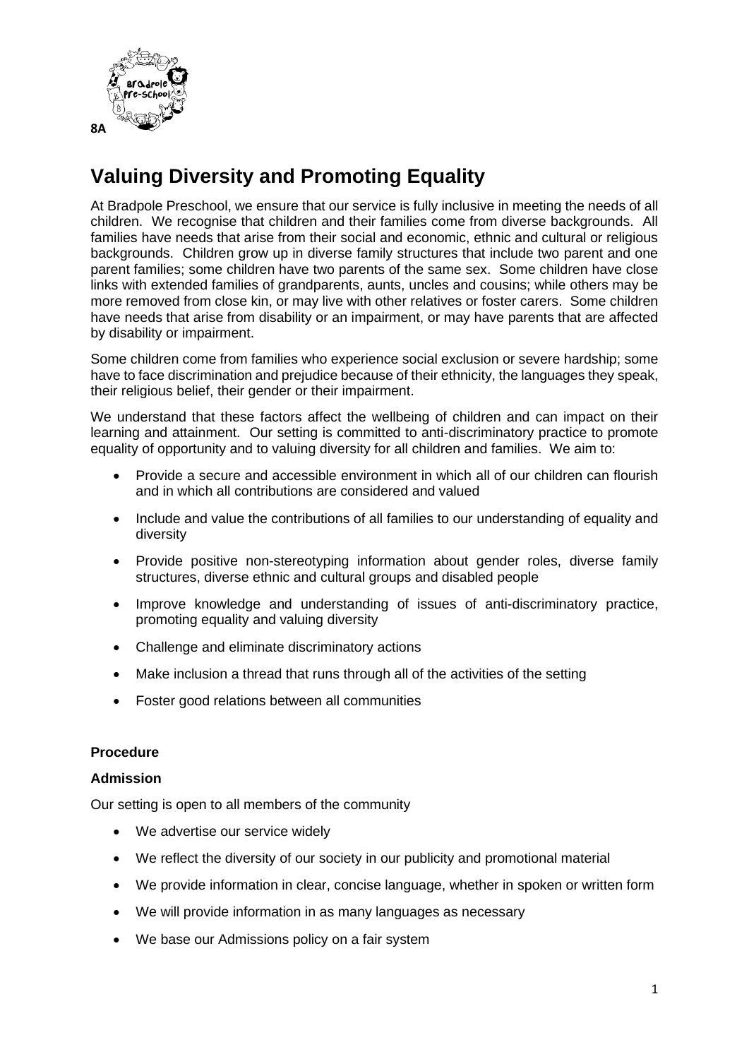8A

# Valuing Diversity and Promoting Equality

At Bradpole Preschool, we ensure that our service is fully inclusive in meeting the needs of all children. We recognise that children and their families come from diverse backgrounds. All families have needs that arise from their social and economic, ethnic and cultural or religious backgrounds. Children grow up in diverse family structures that include two parent and one parent families; some children have two parents of the same sex. Some children have close links with extended families of grandparents, aunts, uncles and cousins; while others may be more removed from close kin, or may live with other relatives or foster carers. Some children have needs that arise from disability or an impairment, or may have parents that are affected by disability or impairment.

Some children come from families who experience social exclusion or severe hardship; some have to face discrimination and prejudice because of their ethnicity, the languages they speak, their religious belief, their gender or their impairment.

We understand that these factors affect the wellbeing of children and can impact on their learning and attainment. Our setting is committed to anti-discriminatory practice to promote equality of opportunity and to valuing diversity for all children and families. We aim to:

- Provide a secure and accessible environment in which all of our children can flourish and in which all contributions are considered and valued
- Include and value the contributions of all families to our understanding of equality and diversity
- Provide positive non-stereotyping information about gender roles, diverse family structures, diverse ethnic and cultural groups and disabled people
- Improve knowledge and understanding of issues of anti-discriminatory practice, promoting equality and valuing diversity
- Challenge and eliminate discriminatory actions
- Make inclusion a thread that runs through all of the activities of the setting
- Foster good relations between all communities

**Procedure**

**Admission**

Our setting is open to all members of the community

- We advertise our service widely
- We reflect the diversity of our society in our publicity and promotional material
- We provide information in clear, concise language, whether in spoken or written form
- We will provide information in as many languages as necessary
- We base our Admissions policy on a fair system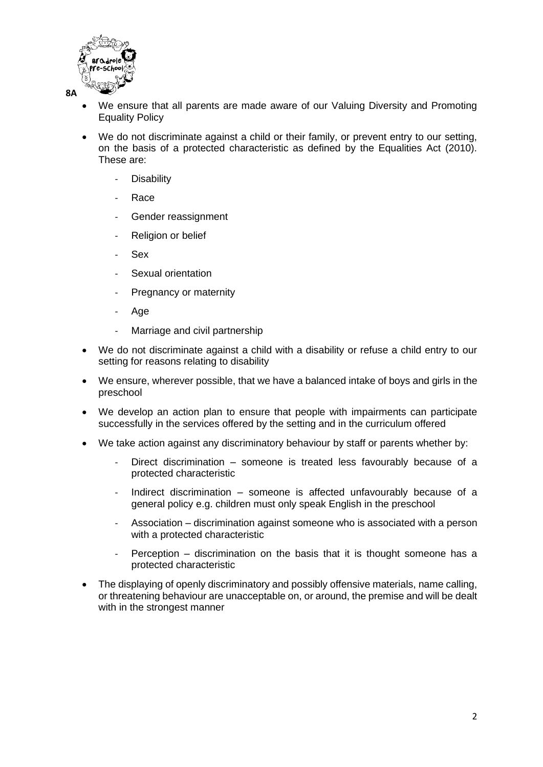- We ensure that all parents are made aware of our Valuing Diversity and Promoting Equality Policy
- We do not discriminate against a child or their family, or prevent entry to our setting, on the basis of a protected characteristic as defined by the Equalities Act (2010). These are:
  - Disability
  - Race
  - Gender reassignment
  - Religion or belief
  - Sex
  - Sexual orientation
  - Pregnancy or maternity
  - Age
  - Marriage and civil partnership
- We do not discriminate against a child with a disability or refuse a child entry to our setting for reasons relating to disability
- We ensure, wherever possible, that we have a balanced intake of boys and girls in the preschool
- We develop an action plan to ensure that people with impairments can participate successfully in the services offered by the setting and in the curriculum offered
- We take action against any discriminatory behaviour by staff or parents whether by:
  - Direct discrimination – someone is treated less favourably because of a protected characteristic
  - Indirect discrimination – someone is affected unfavourably because of a general policy e.g. children must only speak English in the preschool
  - Association – discrimination against someone who is associated with a person with a protected characteristic
  - Perception – discrimination on the basis that it is thought someone has a protected characteristic
- The displaying of openly discriminatory and possibly offensive materials, name calling, or threatening behaviour are unacceptable on, or around, the premise and will be dealt with in the strongest manner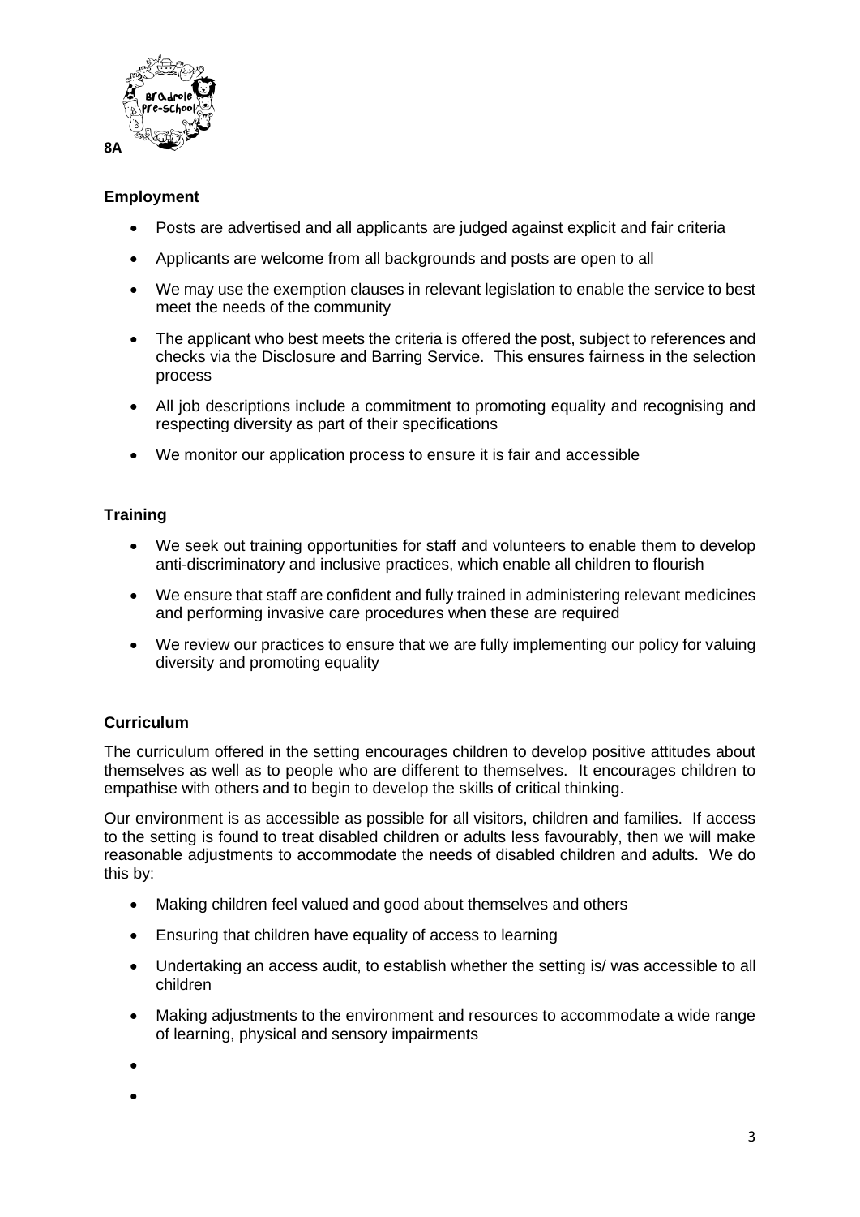**8A**

### Employment

- Posts are advertised and all applicants are judged against explicit and fair criteria
- Applicants are welcome from all backgrounds and posts are open to all
- We may use the exemption clauses in relevant legislation to enable the service to best meet the needs of the community
- The applicant who best meets the criteria is offered the post, subject to references and checks via the Disclosure and Barring Service. This ensures fairness in the selection process
- All job descriptions include a commitment to promoting equality and recognising and respecting diversity as part of their specifications
- We monitor our application process to ensure it is fair and accessible

### Training

- We seek out training opportunities for staff and volunteers to enable them to develop anti-discriminatory and inclusive practices, which enable all children to flourish
- We ensure that staff are confident and fully trained in administering relevant medicines and performing invasive care procedures when these are required
- We review our practices to ensure that we are fully implementing our policy for valuing diversity and promoting equality

### Curriculum

The curriculum offered in the setting encourages children to develop positive attitudes about themselves as well as to people who are different to themselves. It encourages children to empathise with others and to begin to develop the skills of critical thinking.

Our environment is as accessible as possible for all visitors, children and families. If access to the setting is found to treat disabled children or adults less favourably, then we will make reasonable adjustments to accommodate the needs of disabled children and adults. We do this by:

- Making children feel valued and good about themselves and others
- Ensuring that children have equality of access to learning
- Undertaking an access audit, to establish whether the setting is/ was accessible to all children
- Making adjustments to the environment and resources to accommodate a wide range of learning, physical and sensory impairments
-
-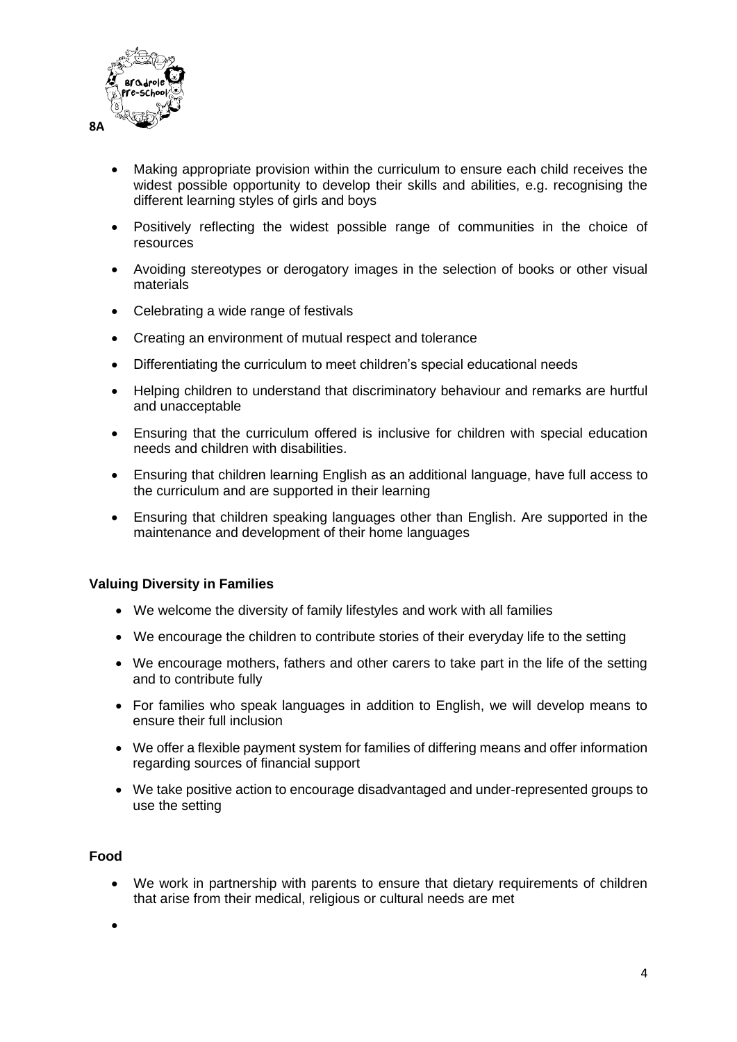- Making appropriate provision within the curriculum to ensure each child receives the widest possible opportunity to develop their skills and abilities, e.g. recognising the different learning styles of girls and boys
- Positively reflecting the widest possible range of communities in the choice of resources
- Avoiding stereotypes or derogatory images in the selection of books or other visual materials
- Celebrating a wide range of festivals
- Creating an environment of mutual respect and tolerance
- Differentiating the curriculum to meet children's special educational needs
- Helping children to understand that discriminatory behaviour and remarks are hurtful and unacceptable
- Ensuring that the curriculum offered is inclusive for children with special education needs and children with disabilities.
- Ensuring that children learning English as an additional language, have full access to the curriculum and are supported in their learning
- Ensuring that children speaking languages other than English. Are supported in the maintenance and development of their home languages

**Valuing Diversity in Families**

- We welcome the diversity of family lifestyles and work with all families
- We encourage the children to contribute stories of their everyday life to the setting
- We encourage mothers, fathers and other carers to take part in the life of the setting and to contribute fully
- For families who speak languages in addition to English, we will develop means to ensure their full inclusion
- We offer a flexible payment system for families of differing means and offer information regarding sources of financial support
- We take positive action to encourage disadvantaged and under-represented groups to use the setting

**Food**

- We work in partnership with parents to ensure that dietary requirements of children that arise from their medical, religious or cultural needs are met
-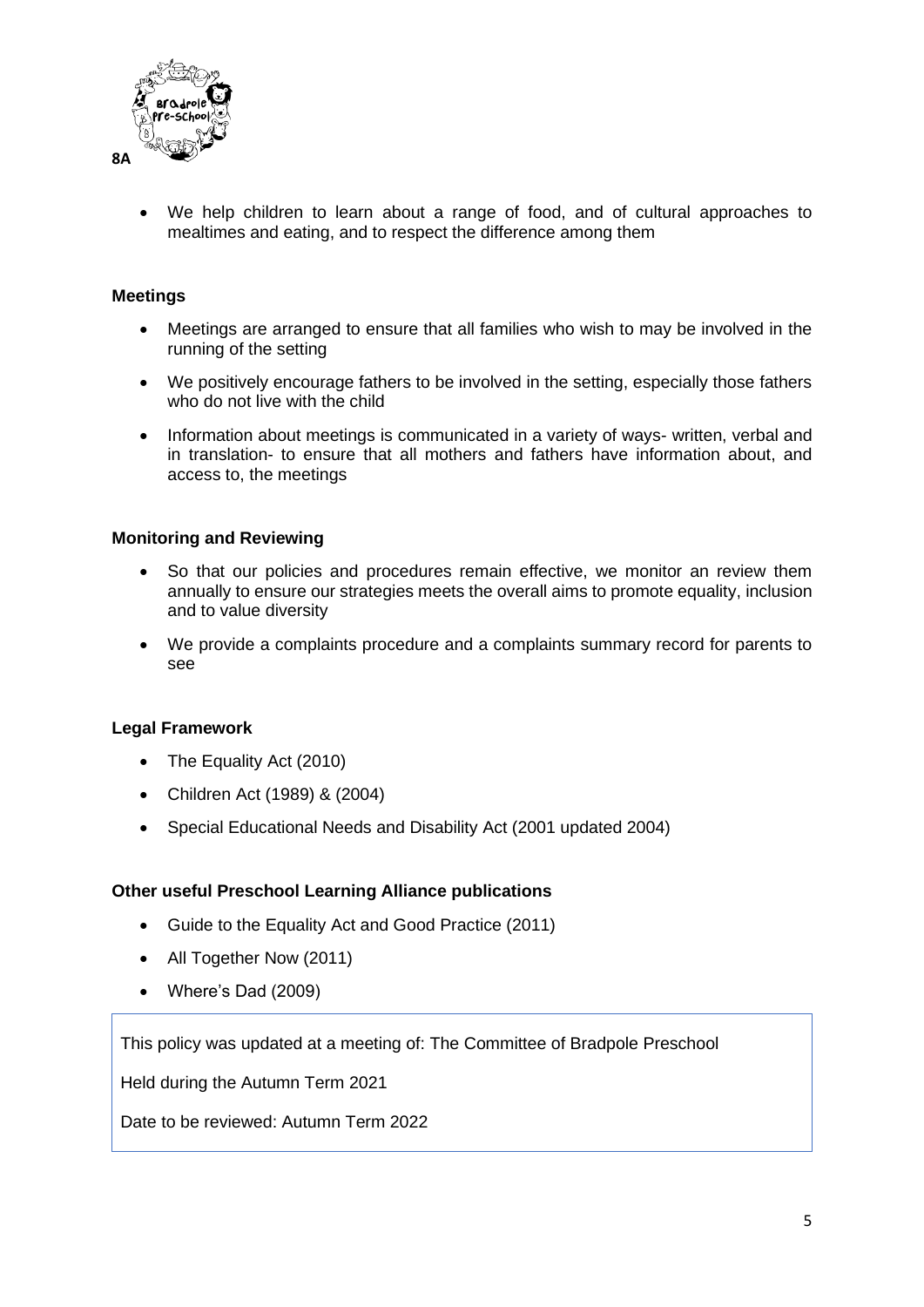8A

- We help children to learn about a range of food, and of cultural approaches to mealtimes and eating, and to respect the difference among them

**Meetings**

- Meetings are arranged to ensure that all families who wish to may be involved in the running of the setting
- We positively encourage fathers to be involved in the setting, especially those fathers who do not live with the child
- Information about meetings is communicated in a variety of ways- written, verbal and in translation- to ensure that all mothers and fathers have information about, and access to, the meetings

**Monitoring and Reviewing**

- So that our policies and procedures remain effective, we monitor an review them annually to ensure our strategies meets the overall aims to promote equality, inclusion and to value diversity
- We provide a complaints procedure and a complaints summary record for parents to see

**Legal Framework**

- The Equality Act (2010)
- Children Act (1989) & (2004)
- Special Educational Needs and Disability Act (2001 updated 2004)

**Other useful Preschool Learning Alliance publications**

- Guide to the Equality Act and Good Practice (2011)
- All Together Now (2011)
- Where's Dad (2009)

This policy was updated at a meeting of: The Committee of Bradpole Preschool

Held during the Autumn Term 2021

Date to be reviewed: Autumn Term 2022